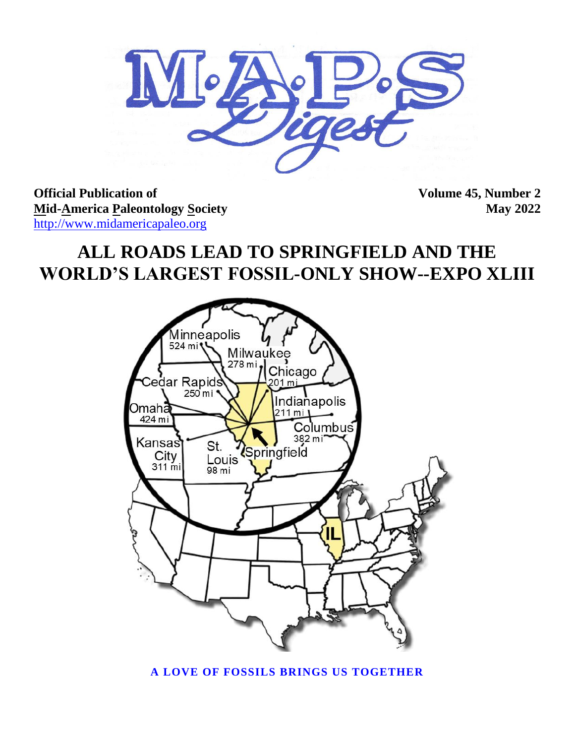# M·A·P·S Digest

**Official Publication of**
**<u>Mid</u>-<u>A</u>merica <u>P</u>aleontology <u>S</u>ociety**
http://www.midamericapaleo.org

**Volume 45, Number 2**
**May 2022**

# ALL ROADS LEAD TO SPRINGFIELD AND THE WORLD'S LARGEST FOSSIL-ONLY SHOW--EXPO XLIII

Minneapolis 524 mi
Milwaukee 278 mi
Chicago 201 mi
Cedar Rapids 250 mi
Indianapolis 211 mi
Omaha 424 mi
Columbus 382 mi
Kansas City 311 mi
St. Louis 98 mi
Springfield
IL

**A LOVE OF FOSSILS BRINGS US TOGETHER**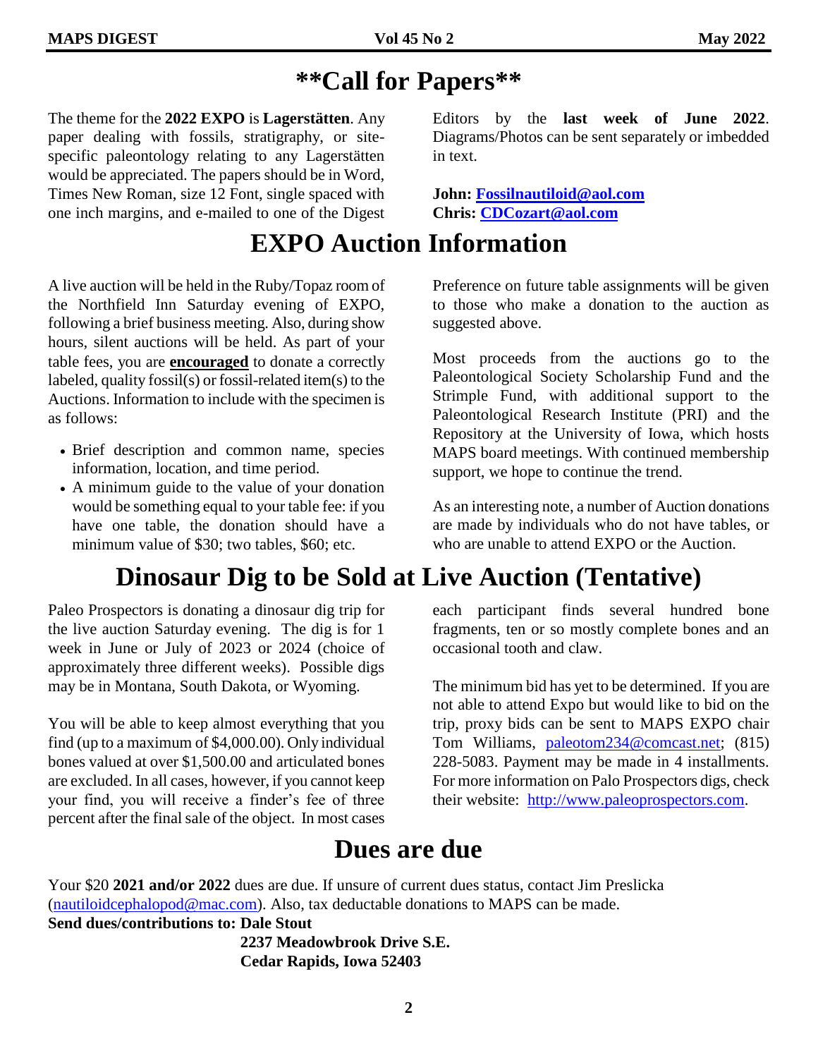# **Call for Papers**

The theme for the **2022 EXPO** is **Lagerstätten**. Any paper dealing with fossils, stratigraphy, or site-specific paleontology relating to any Lagerstätten would be appreciated. The papers should be in Word, Times New Roman, size 12 Font, single spaced with one inch margins, and e-mailed to one of the Digest Editors by the **last week of June 2022**. Diagrams/Photos can be sent separately or imbedded in text.

**John: Fossilnautiloid@aol.com**
**Chris: CDCozart@aol.com**

# EXPO Auction Information

A live auction will be held in the Ruby/Topaz room of the Northfield Inn Saturday evening of EXPO, following a brief business meeting. Also, during show hours, silent auctions will be held. As part of your table fees, you are **encouraged** to donate a correctly labeled, quality fossil(s) or fossil-related item(s) to the Auctions. Information to include with the specimen is as follows:

- Brief description and common name, species information, location, and time period.
- A minimum guide to the value of your donation would be something equal to your table fee: if you have one table, the donation should have a minimum value of $30; two tables, $60; etc.

Preference on future table assignments will be given to those who make a donation to the auction as suggested above.

Most proceeds from the auctions go to the Paleontological Society Scholarship Fund and the Strimple Fund, with additional support to the Paleontological Research Institute (PRI) and the Repository at the University of Iowa, which hosts MAPS board meetings. With continued membership support, we hope to continue the trend.

As an interesting note, a number of Auction donations are made by individuals who do not have tables, or who are unable to attend EXPO or the Auction.

# Dinosaur Dig to be Sold at Live Auction (Tentative)

Paleo Prospectors is donating a dinosaur dig trip for the live auction Saturday evening. The dig is for 1 week in June or July of 2023 or 2024 (choice of approximately three different weeks). Possible digs may be in Montana, South Dakota, or Wyoming.

You will be able to keep almost everything that you find (up to a maximum of $4,000.00). Only individual bones valued at over $1,500.00 and articulated bones are excluded. In all cases, however, if you cannot keep your find, you will receive a finder's fee of three percent after the final sale of the object. In most cases each participant finds several hundred bone fragments, ten or so mostly complete bones and an occasional tooth and claw.

The minimum bid has yet to be determined. If you are not able to attend Expo but would like to bid on the trip, proxy bids can be sent to MAPS EXPO chair Tom Williams, paleotom234@comcast.net; (815) 228-5083. Payment may be made in 4 installments. For more information on Palo Prospectors digs, check their website: http://www.paleoprospectors.com.

# Dues are due

Your $20 **2021 and/or 2022** dues are due. If unsure of current dues status, contact Jim Preslicka (nautiloidcephalopod@mac.com). Also, tax deductable donations to MAPS can be made.

**Send dues/contributions to: Dale Stout**
**2237 Meadowbrook Drive S.E.**
**Cedar Rapids, Iowa 52403**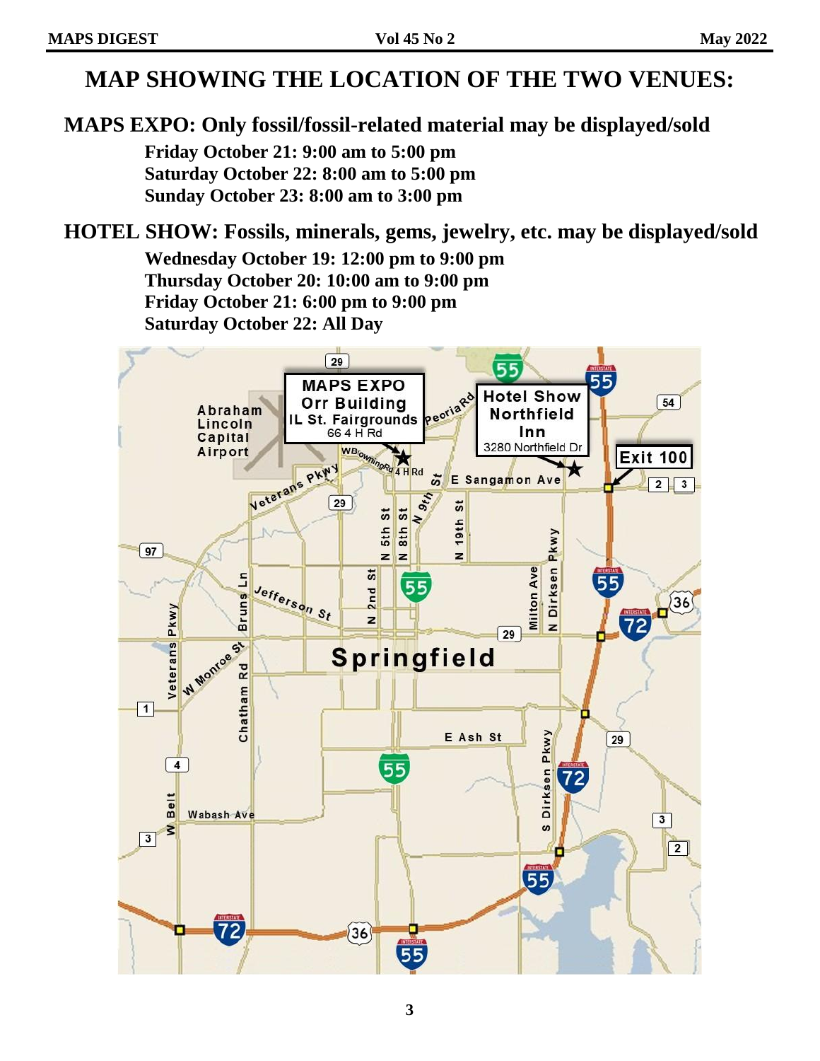# MAP SHOWING THE LOCATION OF THE TWO VENUES:

## MAPS EXPO: Only fossil/fossil-related material may be displayed/sold

**Friday October 21: 9:00 am to 5:00 pm**
**Saturday October 22: 8:00 am to 5:00 pm**
**Sunday October 23: 8:00 am to 3:00 pm**

## HOTEL SHOW: Fossils, minerals, gems, jewelry, etc. may be displayed/sold

**Wednesday October 19: 12:00 pm to 9:00 pm**
**Thursday October 20: 10:00 am to 9:00 pm**
**Friday October 21: 6:00 pm to 9:00 pm**
**Saturday October 22: All Day**

MAPS EXPO
Orr Building
IL St. Fairgrounds
66 4 H Rd

Hotel Show
Northfield Inn
3280 Northfield Dr

Exit 100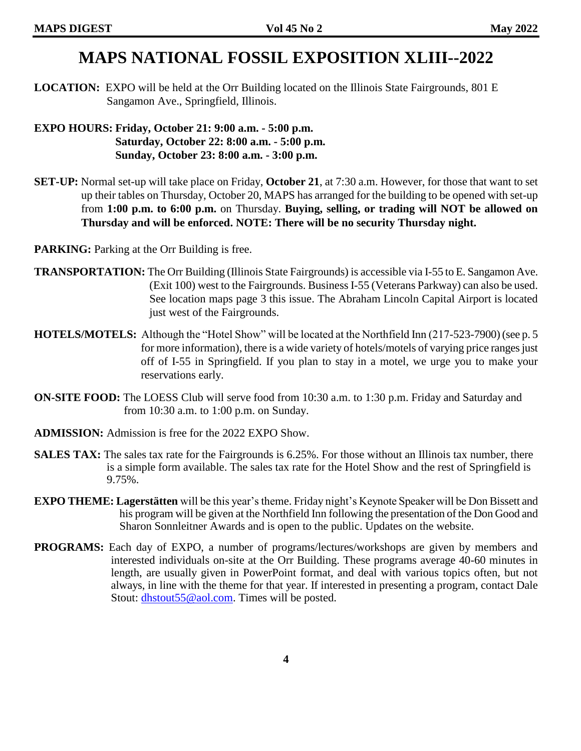# MAPS NATIONAL FOSSIL EXPOSITION XLIII--2022

**LOCATION:** EXPO will be held at the Orr Building located on the Illinois State Fairgrounds, 801 E Sangamon Ave., Springfield, Illinois.

**EXPO HOURS: Friday, October 21: 9:00 a.m. - 5:00 p.m.**
**Saturday, October 22: 8:00 a.m. - 5:00 p.m.**
**Sunday, October 23: 8:00 a.m. - 3:00 p.m.**

**SET-UP:** Normal set-up will take place on Friday, **October 21**, at 7:30 a.m. However, for those that want to set up their tables on Thursday, October 20, MAPS has arranged for the building to be opened with set-up from **1:00 p.m. to 6:00 p.m.** on Thursday. **Buying, selling, or trading will NOT be allowed on Thursday and will be enforced. NOTE: There will be no security Thursday night.**

**PARKING:** Parking at the Orr Building is free.

**TRANSPORTATION:** The Orr Building (Illinois State Fairgrounds) is accessible via I-55 to E. Sangamon Ave. (Exit 100) west to the Fairgrounds. Business I-55 (Veterans Parkway) can also be used. See location maps page 3 this issue. The Abraham Lincoln Capital Airport is located just west of the Fairgrounds.

**HOTELS/MOTELS:** Although the "Hotel Show" will be located at the Northfield Inn (217-523-7900) (see p. 5 for more information), there is a wide variety of hotels/motels of varying price ranges just off of I-55 in Springfield. If you plan to stay in a motel, we urge you to make your reservations early.

**ON-SITE FOOD:** The LOESS Club will serve food from 10:30 a.m. to 1:30 p.m. Friday and Saturday and from 10:30 a.m. to 1:00 p.m. on Sunday.

**ADMISSION:** Admission is free for the 2022 EXPO Show.

**SALES TAX:** The sales tax rate for the Fairgrounds is 6.25%. For those without an Illinois tax number, there is a simple form available. The sales tax rate for the Hotel Show and the rest of Springfield is 9.75%.

**EXPO THEME: Lagerstätten** will be this year's theme. Friday night's Keynote Speaker will be Don Bissett and his program will be given at the Northfield Inn following the presentation of the Don Good and Sharon Sonnleitner Awards and is open to the public. Updates on the website.

**PROGRAMS:** Each day of EXPO, a number of programs/lectures/workshops are given by members and interested individuals on-site at the Orr Building. These programs average 40-60 minutes in length, are usually given in PowerPoint format, and deal with various topics often, but not always, in line with the theme for that year. If interested in presenting a program, contact Dale Stout: dhstout55@aol.com. Times will be posted.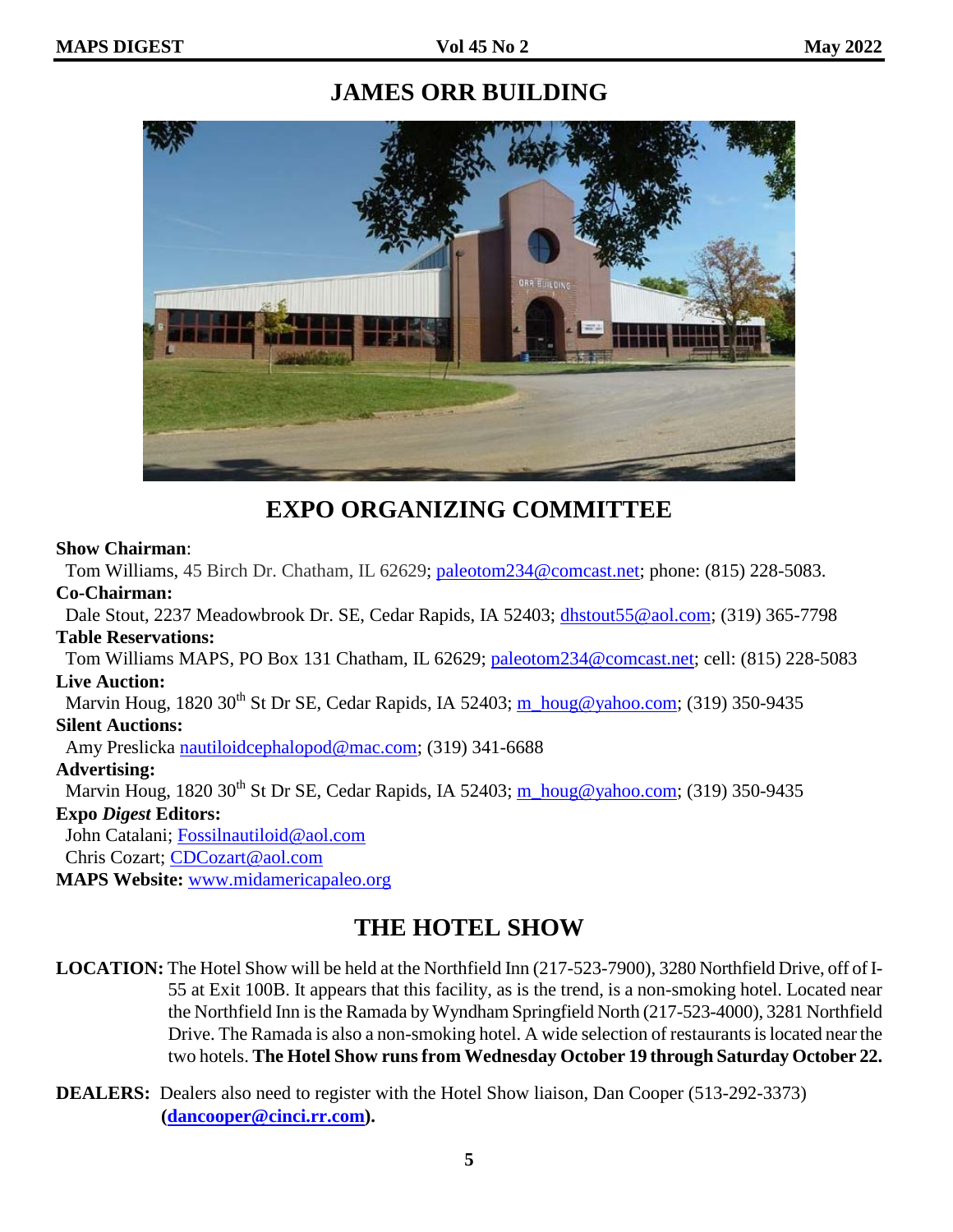# JAMES ORR BUILDING

# EXPO ORGANIZING COMMITTEE

**Show Chairman**:
Tom Williams, 45 Birch Dr. Chatham, IL 62629; paleotom234@comcast.net; phone: (815) 228-5083.

**Co-Chairman:**
Dale Stout, 2237 Meadowbrook Dr. SE, Cedar Rapids, IA 52403; dhstout55@aol.com; (319) 365-7798

**Table Reservations:**
Tom Williams MAPS, PO Box 131 Chatham, IL 62629; paleotom234@comcast.net; cell: (815) 228-5083

**Live Auction:**
Marvin Houg, 1820 30th St Dr SE, Cedar Rapids, IA 52403; m_houg@yahoo.com; (319) 350-9435

**Silent Auctions:**
Amy Preslicka nautiloidcephalopod@mac.com; (319) 341-6688

**Advertising:**
Marvin Houg, 1820 30th St Dr SE, Cedar Rapids, IA 52403; m_houg@yahoo.com; (319) 350-9435

**Expo *Digest* Editors:**
John Catalani; Fossilnautiloid@aol.com
Chris Cozart; CDCozart@aol.com

**MAPS Website:** www.midamericapaleo.org

# THE HOTEL SHOW

**LOCATION:** The Hotel Show will be held at the Northfield Inn (217-523-7900), 3280 Northfield Drive, off of I-55 at Exit 100B. It appears that this facility, as is the trend, is a non-smoking hotel. Located near the Northfield Inn is the Ramada by Wyndham Springfield North (217-523-4000), 3281 Northfield Drive. The Ramada is also a non-smoking hotel. A wide selection of restaurants is located near the two hotels. **The Hotel Show runs from Wednesday October 19 through Saturday October 22.**

**DEALERS:** Dealers also need to register with the Hotel Show liaison, Dan Cooper (513-292-3373) **(dancooper@cinci.rr.com).**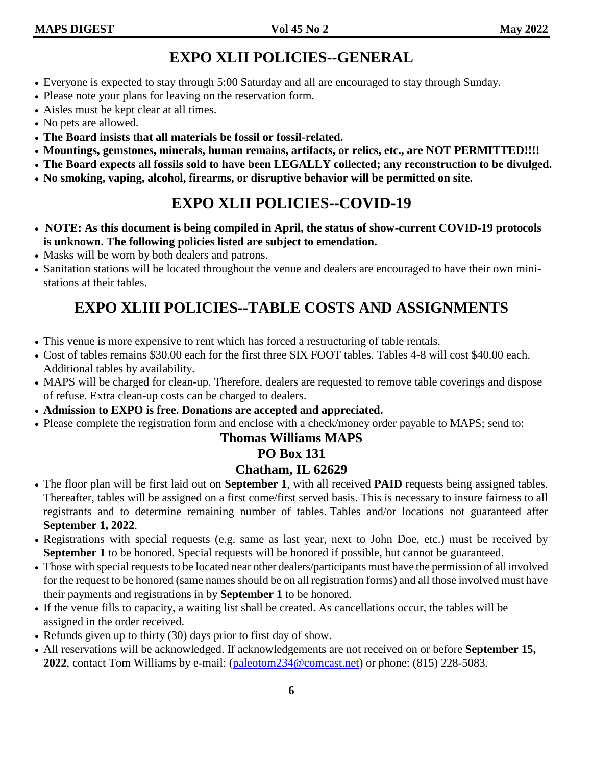# EXPO XLII POLICIES--GENERAL

- Everyone is expected to stay through 5:00 Saturday and all are encouraged to stay through Sunday.
- Please note your plans for leaving on the reservation form.
- Aisles must be kept clear at all times.
- No pets are allowed.
- **The Board insists that all materials be fossil or fossil-related.**
- **Mountings, gemstones, minerals, human remains, artifacts, or relics, etc., are NOT PERMITTED!!!!**
- **The Board expects all fossils sold to have been LEGALLY collected; any reconstruction to be divulged.**
- **No smoking, vaping, alcohol, firearms, or disruptive behavior will be permitted on site.**

# EXPO XLII POLICIES--COVID-19

- **NOTE: As this document is being compiled in April, the status of show-current COVID-19 protocols is unknown. The following policies listed are subject to emendation.**
- Masks will be worn by both dealers and patrons.
- Sanitation stations will be located throughout the venue and dealers are encouraged to have their own mini-stations at their tables.

# EXPO XLIII POLICIES--TABLE COSTS AND ASSIGNMENTS

- This venue is more expensive to rent which has forced a restructuring of table rentals.
- Cost of tables remains $30.00 each for the first three SIX FOOT tables. Tables 4-8 will cost $40.00 each. Additional tables by availability.
- MAPS will be charged for clean-up. Therefore, dealers are requested to remove table coverings and dispose of refuse. Extra clean-up costs can be charged to dealers.
- **Admission to EXPO is free. Donations are accepted and appreciated.**
- Please complete the registration form and enclose with a check/money order payable to MAPS; send to:

**Thomas Williams MAPS**
**PO Box 131**
**Chatham, IL 62629**

- The floor plan will be first laid out on **September 1**, with all received **PAID** requests being assigned tables. Thereafter, tables will be assigned on a first come/first served basis. This is necessary to insure fairness to all registrants and to determine remaining number of tables. Tables and/or locations not guaranteed after **September 1, 2022**.
- Registrations with special requests (e.g. same as last year, next to John Doe, etc.) must be received by **September 1** to be honored. Special requests will be honored if possible, but cannot be guaranteed.
- Those with special requests to be located near other dealers/participants must have the permission of all involved for the request to be honored (same names should be on all registration forms) and all those involved must have their payments and registrations in by **September 1** to be honored.
- If the venue fills to capacity, a waiting list shall be created. As cancellations occur, the tables will be assigned in the order received.
- Refunds given up to thirty (30) days prior to first day of show.
- All reservations will be acknowledged. If acknowledgements are not received on or before **September 15, 2022**, contact Tom Williams by e-mail: (paleotom234@comcast.net) or phone: (815) 228-5083.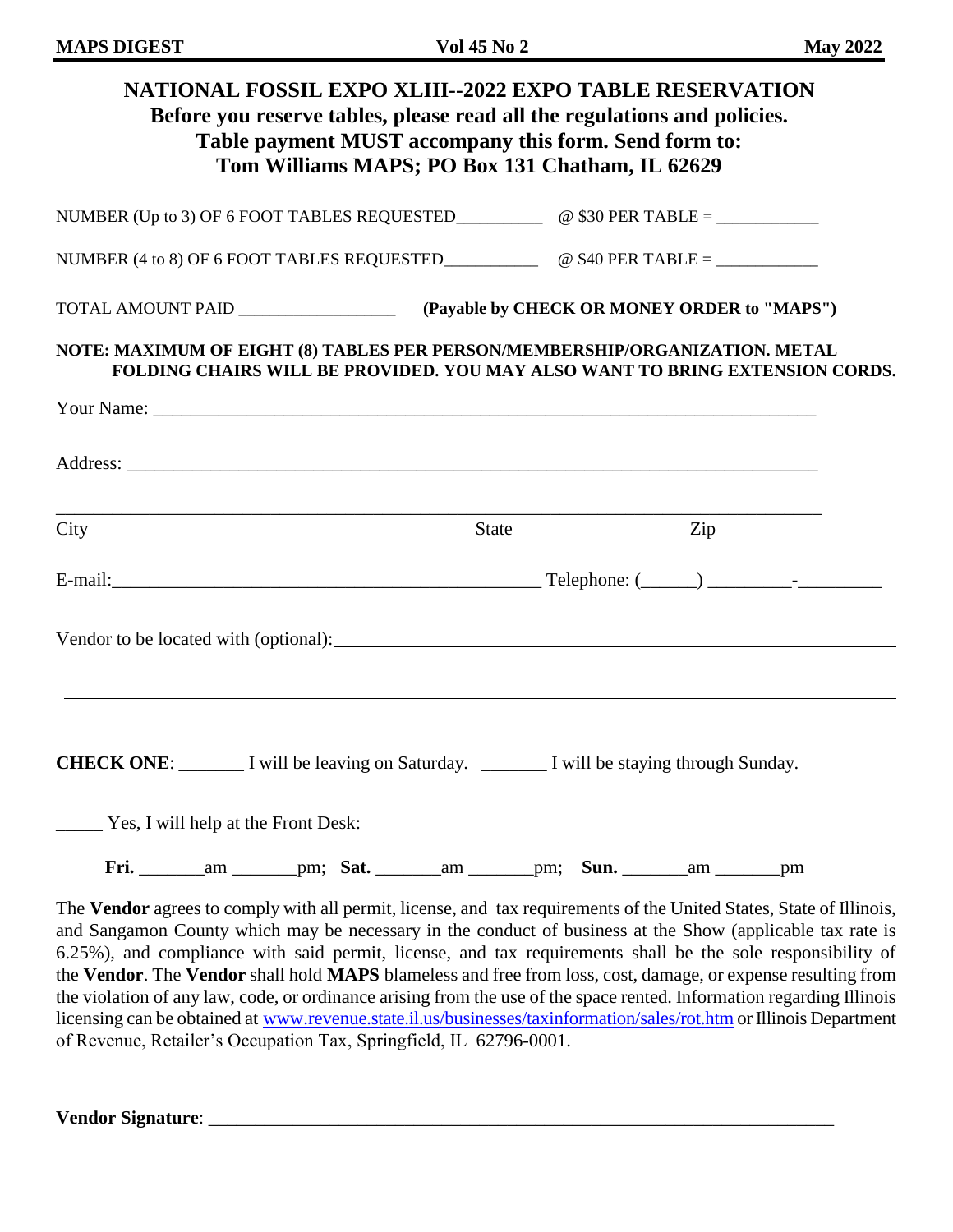## NATIONAL FOSSIL EXPO XLIII--2022 EXPO TABLE RESERVATION

**Before you reserve tables, please read all the regulations and policies.**
**Table payment MUST accompany this form. Send form to:**
**Tom Williams MAPS; PO Box 131 Chatham, IL 62629**

NUMBER (Up to 3) OF 6 FOOT TABLES REQUESTED__________ @ $30 PER TABLE = ____________

NUMBER (4 to 8) OF 6 FOOT TABLES REQUESTED___________ @ $40 PER TABLE = ____________

TOTAL AMOUNT PAID __________________ **(Payable by CHECK OR MONEY ORDER to "MAPS")**

**NOTE: MAXIMUM OF EIGHT (8) TABLES PER PERSON/MEMBERSHIP/ORGANIZATION. METAL FOLDING CHAIRS WILL BE PROVIDED. YOU MAY ALSO WANT TO BRING EXTENSION CORDS.**

Your Name: ___________________________________________________________________________

Address: _____________________________________________________________________________

_____________________________________________________________________________________

City State Zip

E-mail:_______________________________________________ Telephone: (______) _________-_________

Vendor to be located with (optional):_____________________________________________________________

_____________________________________________________________________________________

**CHECK ONE**: _______ I will be leaving on Saturday. _______ I will be staying through Sunday.

_____ Yes, I will help at the Front Desk:

**Fri.** _______am _______pm; **Sat.** _______am _______pm; **Sun.** _______am _______pm

The **Vendor** agrees to comply with all permit, license, and tax requirements of the United States, State of Illinois, and Sangamon County which may be necessary in the conduct of business at the Show (applicable tax rate is 6.25%), and compliance with said permit, license, and tax requirements shall be the sole responsibility of the **Vendor**. The **Vendor** shall hold **MAPS** blameless and free from loss, cost, damage, or expense resulting from the violation of any law, code, or ordinance arising from the use of the space rented. Information regarding Illinois licensing can be obtained at www.revenue.state.il.us/businesses/taxinformation/sales/rot.htm or Illinois Department of Revenue, Retailer's Occupation Tax, Springfield, IL 62796-0001.

**Vendor Signature**: _____________________________________________________________________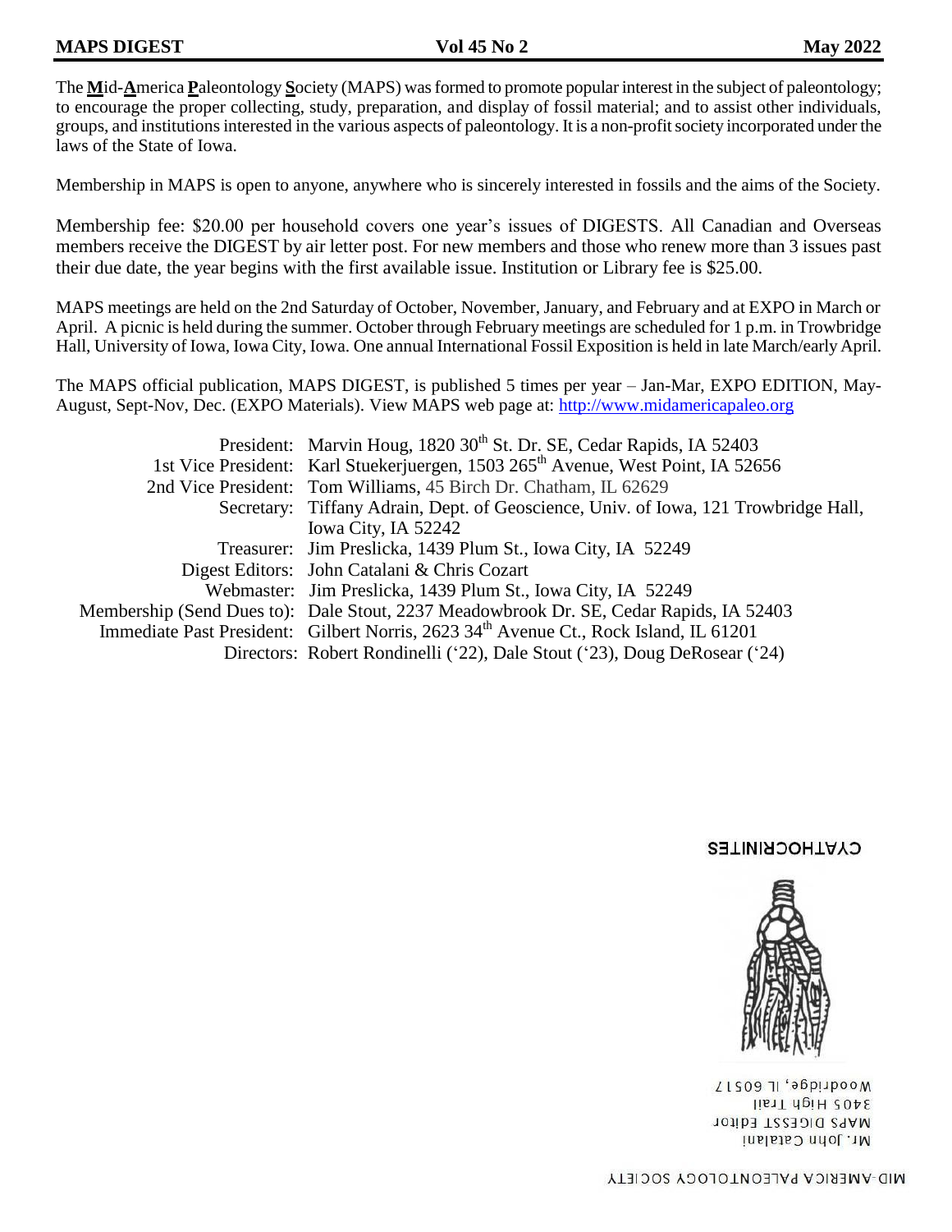The **M**id-**A**merica **P**aleontology **S**ociety (MAPS) was formed to promote popular interest in the subject of paleontology; to encourage the proper collecting, study, preparation, and display of fossil material; and to assist other individuals, groups, and institutions interested in the various aspects of paleontology. It is a non-profit society incorporated under the laws of the State of Iowa.

Membership in MAPS is open to anyone, anywhere who is sincerely interested in fossils and the aims of the Society.

Membership fee: $20.00 per household covers one year's issues of DIGESTS. All Canadian and Overseas members receive the DIGEST by air letter post. For new members and those who renew more than 3 issues past their due date, the year begins with the first available issue. Institution or Library fee is $25.00.

MAPS meetings are held on the 2nd Saturday of October, November, January, and February and at EXPO in March or April. A picnic is held during the summer. October through February meetings are scheduled for 1 p.m. in Trowbridge Hall, University of Iowa, Iowa City, Iowa. One annual International Fossil Exposition is held in late March/early April.

The MAPS official publication, MAPS DIGEST, is published 5 times per year – Jan-Mar, EXPO EDITION, May-August, Sept-Nov, Dec. (EXPO Materials). View MAPS web page at: http://www.midamericapaleo.org

President: Marvin Houg, 1820 30th St. Dr. SE, Cedar Rapids, IA 52403
1st Vice President: Karl Stuekerjuergen, 1503 265th Avenue, West Point, IA 52656
2nd Vice President: Tom Williams, 45 Birch Dr. Chatham, IL 62629
Secretary: Tiffany Adrain, Dept. of Geoscience, Univ. of Iowa, 121 Trowbridge Hall, Iowa City, IA 52242
Treasurer: Jim Preslicka, 1439 Plum St., Iowa City, IA 52249
Digest Editors: John Catalani & Chris Cozart
Webmaster: Jim Preslicka, 1439 Plum St., Iowa City, IA 52249
Membership (Send Dues to): Dale Stout, 2237 Meadowbrook Dr. SE, Cedar Rapids, IA 52403
Immediate Past President: Gilbert Norris, 2623 34th Avenue Ct., Rock Island, IL 61201
Directors: Robert Rondinelli ('22), Dale Stout ('23), Doug DeRosear ('24)

CYATHOCRINITES

Mr. John Catalani
MAPS DIGESST Editor
3405 High Trail
Woodridge, IL 60517

MID-AMERICA PALEONTOLOGY SOCIETY